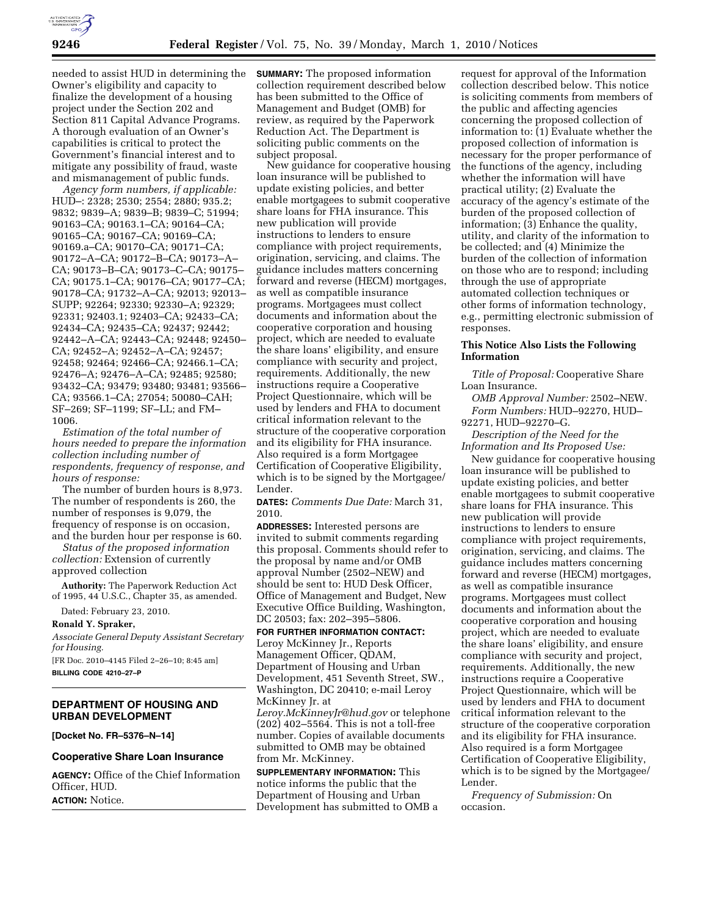needed to assist HUD in determining the Owner's eligibility and capacity to finalize the development of a housing project under the Section 202 and Section 811 Capital Advance Programs. A thorough evaluation of an Owner's capabilities is critical to protect the Government's financial interest and to mitigate any possibility of fraud, waste and mismanagement of public funds.

*Agency form numbers, if applicable:* HUD–: 2328; 2530; 2554; 2880; 935.2; 9832; 9839–A; 9839–B; 9839–C; 51994; 90163–CA; 90163.1–CA; 90164–CA; 90165–CA; 90167–CA; 90169–CA; 90169.a–CA; 90170–CA; 90171–CA; 90172–A–CA; 90172–B–CA; 90173–A–CA; 90173–B–CA; 90173–C–CA; 90175–CA; 90175.1–CA; 90176–CA; 90177–CA; 90178–CA; 91732–A–CA; 92013; 92013–SUPP; 92264; 92330; 92330–A; 92329; 92331; 92403.1; 92403–CA; 92433–CA; 92434–CA; 92435–CA; 92437; 92442; 92442–A–CA; 92443–CA; 92448; 92450–CA; 92452–A; 92452–A–CA; 92457; 92458; 92464; 92466–CA; 92466.1–CA; 92476–A; 92476–A–CA; 92485; 92580; 93432–CA; 93479; 93480; 93481; 93566–CA; 93566.1–CA; 27054; 50080–CAH; SF–269; SF–1199; SF–LL; and FM–1006.

*Estimation of the total number of hours needed to prepare the information collection including number of respondents, frequency of response, and hours of response:*

The number of burden hours is 8,973. The number of respondents is 260, the number of responses is 9,079, the frequency of response is on occasion, and the burden hour per response is 60.

*Status of the proposed information collection:* Extension of currently approved collection

**Authority:** The Paperwork Reduction Act of 1995, 44 U.S.C., Chapter 35, as amended.

Dated: February 23, 2010.

**Ronald Y. Spraker,**

*Associate General Deputy Assistant Secretary for Housing.*

[FR Doc. 2010–4145 Filed 2–26–10; 8:45 am]

**BILLING CODE 4210–27–P**

## DEPARTMENT OF HOUSING AND URBAN DEVELOPMENT

**[Docket No. FR–5376–N–14]**

### Cooperative Share Loan Insurance

**AGENCY:** Office of the Chief Information Officer, HUD.

**ACTION:** Notice.

**SUMMARY:** The proposed information collection requirement described below has been submitted to the Office of Management and Budget (OMB) for review, as required by the Paperwork Reduction Act. The Department is soliciting public comments on the subject proposal.

New guidance for cooperative housing loan insurance will be published to update existing policies, and better enable mortgagees to submit cooperative share loans for FHA insurance. This new publication will provide instructions to lenders to ensure compliance with project requirements, origination, servicing, and claims. The guidance includes matters concerning forward and reverse (HECM) mortgages, as well as compatible insurance programs. Mortgagees must collect documents and information about the cooperative corporation and housing project, which are needed to evaluate the share loans' eligibility, and ensure compliance with security and project, requirements. Additionally, the new instructions require a Cooperative Project Questionnaire, which will be used by lenders and FHA to document critical information relevant to the structure of the cooperative corporation and its eligibility for FHA insurance. Also required is a form Mortgagee Certification of Cooperative Eligibility, which is to be signed by the Mortgagee/Lender.

**DATES:** *Comments Due Date:* March 31, 2010.

**ADDRESSES:** Interested persons are invited to submit comments regarding this proposal. Comments should refer to the proposal by name and/or OMB approval Number (2502–NEW) and should be sent to: HUD Desk Officer, Office of Management and Budget, New Executive Office Building, Washington, DC 20503; fax: 202–395–5806.

**FOR FURTHER INFORMATION CONTACT:** Leroy McKinney Jr., Reports Management Officer, QDAM, Department of Housing and Urban Development, 451 Seventh Street, SW., Washington, DC 20410; e-mail Leroy McKinney Jr. at *Leroy.McKinneyJr@hud.gov* or telephone (202) 402–5564. This is not a toll-free number. Copies of available documents submitted to OMB may be obtained from Mr. McKinney.

**SUPPLEMENTARY INFORMATION:** This notice informs the public that the Department of Housing and Urban Development has submitted to OMB a request for approval of the Information collection described below. This notice is soliciting comments from members of the public and affecting agencies concerning the proposed collection of information to: (1) Evaluate whether the proposed collection of information is necessary for the proper performance of the functions of the agency, including whether the information will have practical utility; (2) Evaluate the accuracy of the agency's estimate of the burden of the proposed collection of information; (3) Enhance the quality, utility, and clarity of the information to be collected; and (4) Minimize the burden of the collection of information on those who are to respond; including through the use of appropriate automated collection techniques or other forms of information technology, e.g., permitting electronic submission of responses.

#### This Notice Also Lists the Following Information

*Title of Proposal:* Cooperative Share Loan Insurance.

*OMB Approval Number:* 2502–NEW.

*Form Numbers:* HUD–92270, HUD–92271, HUD–92270–G.

*Description of the Need for the Information and Its Proposed Use:*

New guidance for cooperative housing loan insurance will be published to update existing policies, and better enable mortgagees to submit cooperative share loans for FHA insurance. This new publication will provide instructions to lenders to ensure compliance with project requirements, origination, servicing, and claims. The guidance includes matters concerning forward and reverse (HECM) mortgages, as well as compatible insurance programs. Mortgagees must collect documents and information about the cooperative corporation and housing project, which are needed to evaluate the share loans' eligibility, and ensure compliance with security and project, requirements. Additionally, the new instructions require a Cooperative Project Questionnaire, which will be used by lenders and FHA to document critical information relevant to the structure of the cooperative corporation and its eligibility for FHA insurance. Also required is a form Mortgagee Certification of Cooperative Eligibility, which is to be signed by the Mortgagee/Lender.

*Frequency of Submission:* On occasion.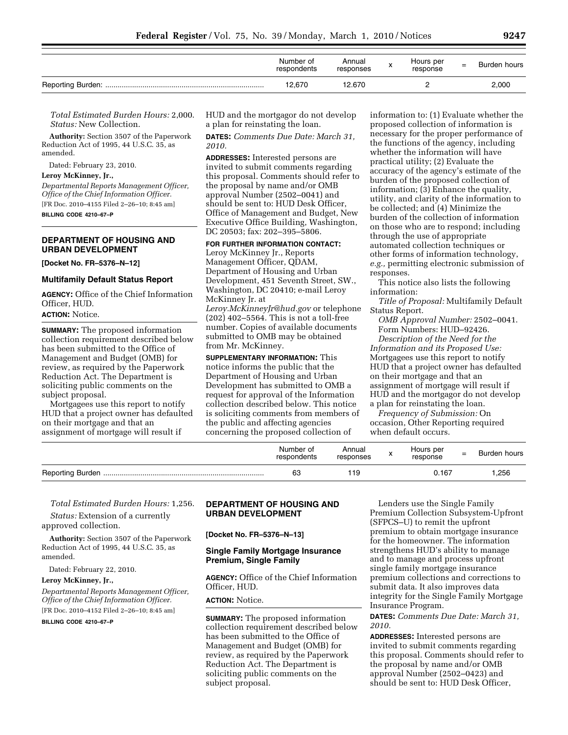| | Number of respondents | Annual responses | x | Hours per response | = | Burden hours |
|---|---|---|---|---|---|---|
| Reporting Burden: | 12,670 | 12.670 | | 2 | | 2,000 |

*Total Estimated Burden Hours:* 2,000.

*Status:* New Collection.

**Authority:** Section 3507 of the Paperwork Reduction Act of 1995, 44 U.S.C. 35, as amended.

Dated: February 23, 2010.

**Leroy McKinney, Jr.,**

*Departmental Reports Management Officer, Office of the Chief Information Officer.*

[FR Doc. 2010–4155 Filed 2–26–10; 8:45 am]

**BILLING CODE 4210–67–P**

## DEPARTMENT OF HOUSING AND URBAN DEVELOPMENT

**[Docket No. FR–5376–N–12]**

### Multifamily Default Status Report

**AGENCY:** Office of the Chief Information Officer, HUD.

**ACTION:** Notice.

**SUMMARY:** The proposed information collection requirement described below has been submitted to the Office of Management and Budget (OMB) for review, as required by the Paperwork Reduction Act. The Department is soliciting public comments on the subject proposal.

Mortgagees use this report to notify HUD that a project owner has defaulted on their mortgage and that an assignment of mortgage will result if HUD and the mortgagor do not develop a plan for reinstating the loan.

**DATES:** *Comments Due Date: March 31, 2010.*

**ADDRESSES:** Interested persons are invited to submit comments regarding this proposal. Comments should refer to the proposal by name and/or OMB approval Number (2502–0041) and should be sent to: HUD Desk Officer, Office of Management and Budget, New Executive Office Building, Washington, DC 20503; fax: 202–395–5806.

**FOR FURTHER INFORMATION CONTACT:** Leroy McKinney Jr., Reports Management Officer, QDAM, Department of Housing and Urban Development, 451 Seventh Street, SW., Washington, DC 20410; e-mail Leroy McKinney Jr. at *Leroy.McKinneyJr@hud.gov* or telephone (202) 402–5564. This is not a toll-free number. Copies of available documents submitted to OMB may be obtained from Mr. McKinney.

**SUPPLEMENTARY INFORMATION:** This notice informs the public that the Department of Housing and Urban Development has submitted to OMB a request for approval of the Information collection described below. This notice is soliciting comments from members of the public and affecting agencies concerning the proposed collection of information to: (1) Evaluate whether the proposed collection of information is necessary for the proper performance of the functions of the agency, including whether the information will have practical utility; (2) Evaluate the accuracy of the agency's estimate of the burden of the proposed collection of information; (3) Enhance the quality, utility, and clarity of the information to be collected; and (4) Minimize the burden of the collection of information on those who are to respond; including through the use of appropriate automated collection techniques or other forms of information technology, *e.g.,* permitting electronic submission of responses.

This notice also lists the following information:

*Title of Proposal:* Multifamily Default Status Report.

*OMB Approval Number:* 2502–0041.

Form Numbers: HUD–92426.

*Description of the Need for the Information and its Proposed Use:* Mortgagees use this report to notify HUD that a project owner has defaulted on their mortgage and that an assignment of mortgage will result if HUD and the mortgagor do not develop a plan for reinstating the loan.

*Frequency of Submission:* On occasion, Other Reporting required when default occurs.

| | Number of respondents | Annual responses | x | Hours per response | = | Burden hours |
|---|---|---|---|---|---|---|
| Reporting Burden | 63 | 119 | | 0.167 | | 1,256 |

*Total Estimated Burden Hours:* 1,256.

*Status:* Extension of a currently approved collection.

**Authority:** Section 3507 of the Paperwork Reduction Act of 1995, 44 U.S.C. 35, as amended.

Dated: February 22, 2010.

**Leroy McKinney, Jr.,**

*Departmental Reports Management Officer, Office of the Chief Information Officer.*

[FR Doc. 2010–4152 Filed 2–26–10; 8:45 am]

**BILLING CODE 4210–67–P**

## DEPARTMENT OF HOUSING AND URBAN DEVELOPMENT

**[Docket No. FR–5376–N–13]**

### Single Family Mortgage Insurance Premium, Single Family

**AGENCY:** Office of the Chief Information Officer, HUD.

**ACTION:** Notice.

**SUMMARY:** The proposed information collection requirement described below has been submitted to the Office of Management and Budget (OMB) for review, as required by the Paperwork Reduction Act. The Department is soliciting public comments on the subject proposal.

Lenders use the Single Family Premium Collection Subsystem-Upfront (SFPCS–U) to remit the upfront premium to obtain mortgage insurance for the homeowner. The information strengthens HUD's ability to manage and to manage and process upfront single family mortgage insurance premium collections and corrections to submit data. It also improves data integrity for the Single Family Mortgage Insurance Program.

**DATES:** *Comments Due Date: March 31, 2010.*

**ADDRESSES:** Interested persons are invited to submit comments regarding this proposal. Comments should refer to the proposal by name and/or OMB approval Number (2502–0423) and should be sent to: HUD Desk Officer,